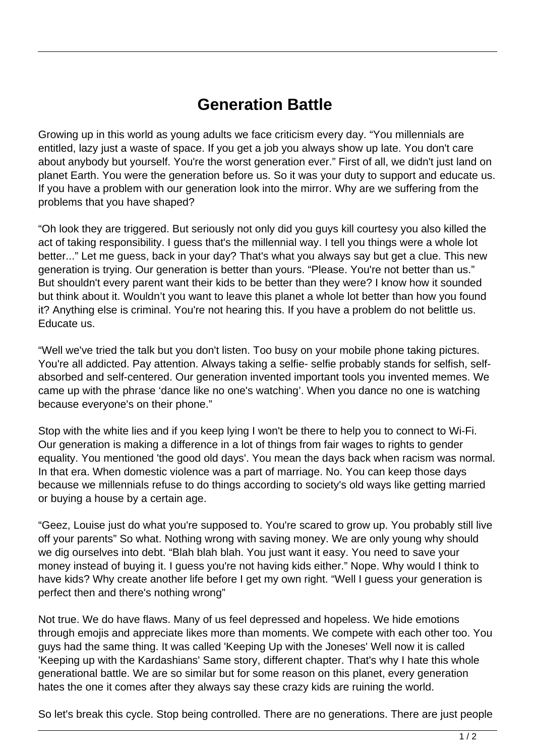# Generation Battle

Growing up in this world as young adults we face criticism every day. “You millennials are entitled, lazy just a waste of space. If you get a job you always show up late. You don't care about anybody but yourself. You're the worst generation ever.” First of all, we didn't just land on planet Earth. You were the generation before us. So it was your duty to support and educate us. If you have a problem with our generation look into the mirror. Why are we suffering from the problems that you have shaped?

“Oh look they are triggered. But seriously not only did you guys kill courtesy you also killed the act of taking responsibility. I guess that's the millennial way. I tell you things were a whole lot better...” Let me guess, back in your day? That's what you always say but get a clue. This new generation is trying. Our generation is better than yours. “Please. You're not better than us.” But shouldn't every parent want their kids to be better than they were? I know how it sounded but think about it. Wouldn’t you want to leave this planet a whole lot better than how you found it? Anything else is criminal. You're not hearing this. If you have a problem do not belittle us. Educate us.

“Well we've tried the talk but you don't listen. Too busy on your mobile phone taking pictures. You're all addicted. Pay attention. Always taking a selfie- selfie probably stands for selfish, self-absorbed and self-centered. Our generation invented important tools you invented memes. We came up with the phrase ‘dance like no one's watching’. When you dance no one is watching because everyone's on their phone.”

Stop with the white lies and if you keep lying I won't be there to help you to connect to Wi-Fi. Our generation is making a difference in a lot of things from fair wages to rights to gender equality. You mentioned 'the good old days'. You mean the days back when racism was normal. In that era. When domestic violence was a part of marriage. No. You can keep those days because we millennials refuse to do things according to society's old ways like getting married or buying a house by a certain age.

“Geez, Louise just do what you're supposed to. You're scared to grow up. You probably still live off your parents” So what. Nothing wrong with saving money. We are only young why should we dig ourselves into debt. “Blah blah blah. You just want it easy. You need to save your money instead of buying it. I guess you're not having kids either.” Nope. Why would I think to have kids? Why create another life before I get my own right. “Well I guess your generation is perfect then and there's nothing wrong”

Not true. We do have flaws. Many of us feel depressed and hopeless. We hide emotions through emojis and appreciate likes more than moments. We compete with each other too. You guys had the same thing. It was called 'Keeping Up with the Joneses' Well now it is called 'Keeping up with the Kardashians' Same story, different chapter. That's why I hate this whole generational battle. We are so similar but for some reason on this planet, every generation hates the one it comes after they always say these crazy kids are ruining the world.

So let's break this cycle. Stop being controlled. There are no generations. There are just people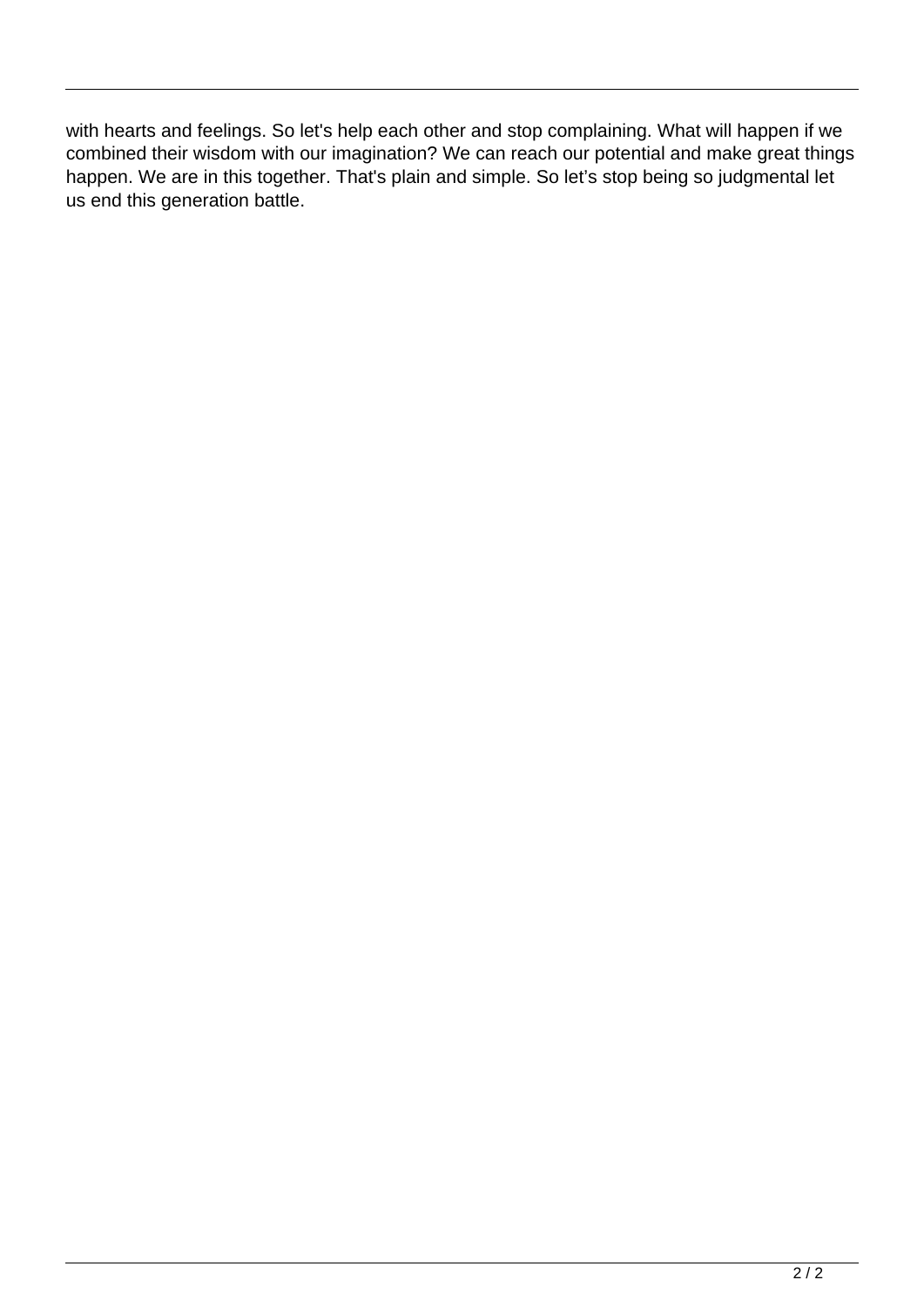with hearts and feelings. So let's help each other and stop complaining. What will happen if we combined their wisdom with our imagination? We can reach our potential and make great things happen. We are in this together. That's plain and simple. So let’s stop being so judgmental let us end this generation battle.